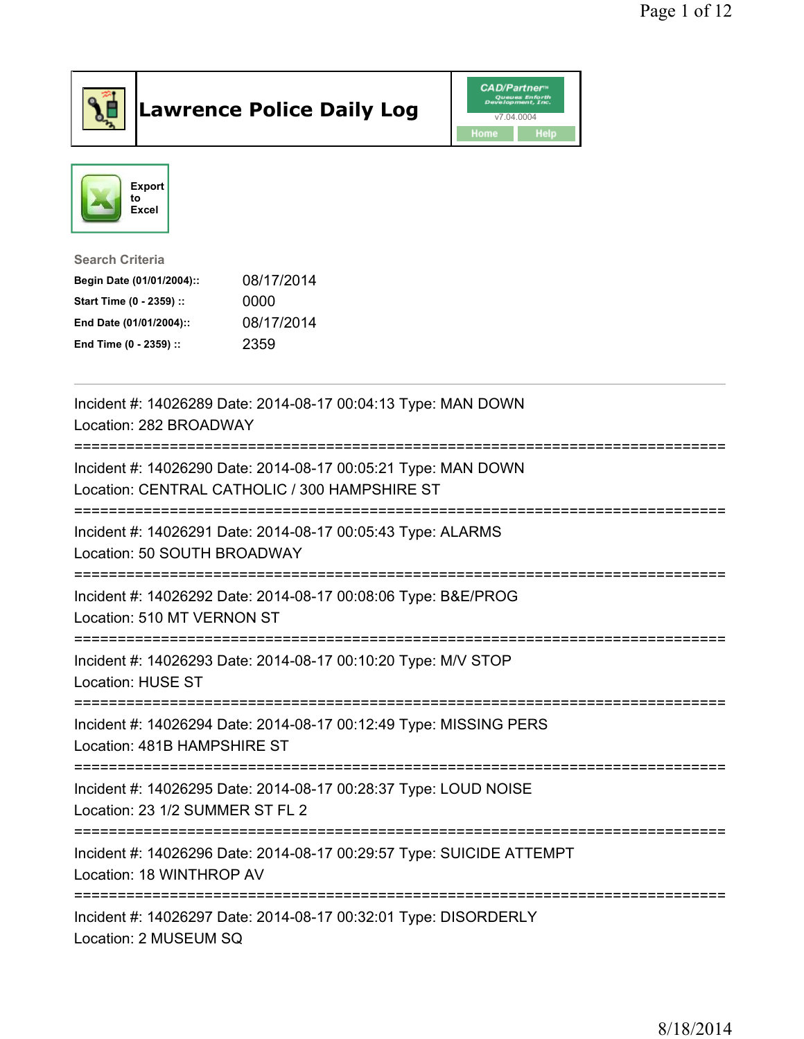# Lawrence Police Daily Log

CAD/Partner v7.04.0004

Home | Help

Export to Excel

**Search Criteria**

| | |
|---|---|
| **Begin Date (01/01/2004)::** | 08/17/2014 |
| **Start Time (0 - 2359) ::** | 0000 |
| **End Date (01/01/2004)::** | 08/17/2014 |
| **End Time (0 - 2359) ::** | 2359 |

---

Incident #: 14026289 Date: 2014-08-17 00:04:13 Type: MAN DOWN
Location: 282 BROADWAY

===========================================================================

Incident #: 14026290 Date: 2014-08-17 00:05:21 Type: MAN DOWN
Location: CENTRAL CATHOLIC / 300 HAMPSHIRE ST

===========================================================================

Incident #: 14026291 Date: 2014-08-17 00:05:43 Type: ALARMS
Location: 50 SOUTH BROADWAY

===========================================================================

Incident #: 14026292 Date: 2014-08-17 00:08:06 Type: B&E/PROG
Location: 510 MT VERNON ST

===========================================================================

Incident #: 14026293 Date: 2014-08-17 00:10:20 Type: M/V STOP
Location: HUSE ST

===========================================================================

Incident #: 14026294 Date: 2014-08-17 00:12:49 Type: MISSING PERS
Location: 481B HAMPSHIRE ST

===========================================================================

Incident #: 14026295 Date: 2014-08-17 00:28:37 Type: LOUD NOISE
Location: 23 1/2 SUMMER ST FL 2

===========================================================================

Incident #: 14026296 Date: 2014-08-17 00:29:57 Type: SUICIDE ATTEMPT
Location: 18 WINTHROP AV

===========================================================================

Incident #: 14026297 Date: 2014-08-17 00:32:01 Type: DISORDERLY
Location: 2 MUSEUM SQ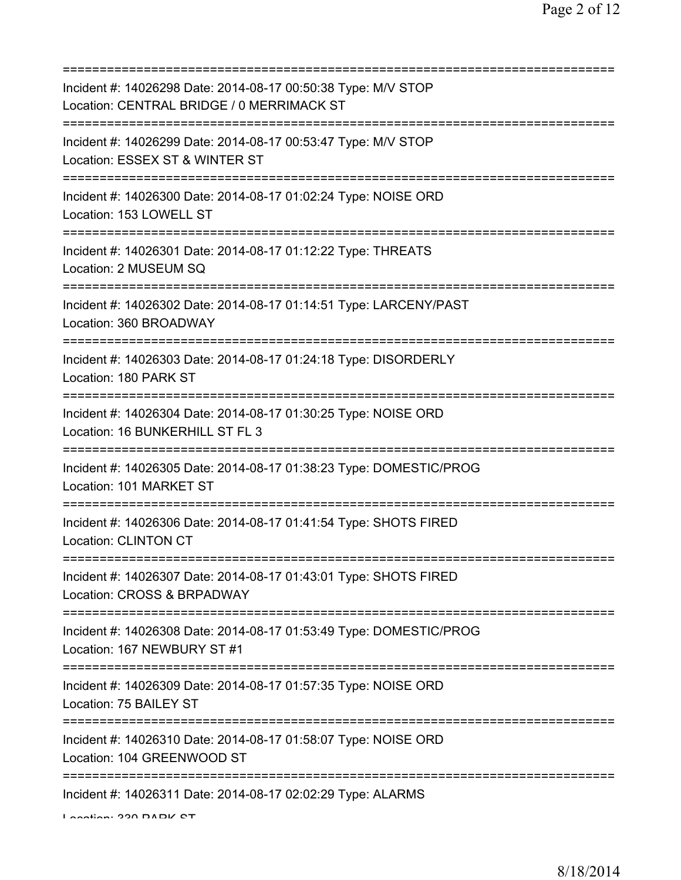===========================================================================
Incident #: 14026298 Date: 2014-08-17 00:50:38 Type: M/V STOP
Location: CENTRAL BRIDGE / 0 MERRIMACK ST
===========================================================================
Incident #: 14026299 Date: 2014-08-17 00:53:47 Type: M/V STOP
Location: ESSEX ST & WINTER ST
===========================================================================
Incident #: 14026300 Date: 2014-08-17 01:02:24 Type: NOISE ORD
Location: 153 LOWELL ST
===========================================================================
Incident #: 14026301 Date: 2014-08-17 01:12:22 Type: THREATS
Location: 2 MUSEUM SQ
===========================================================================
Incident #: 14026302 Date: 2014-08-17 01:14:51 Type: LARCENY/PAST
Location: 360 BROADWAY
===========================================================================
Incident #: 14026303 Date: 2014-08-17 01:24:18 Type: DISORDERLY
Location: 180 PARK ST
===========================================================================
Incident #: 14026304 Date: 2014-08-17 01:30:25 Type: NOISE ORD
Location: 16 BUNKERHILL ST FL 3
===========================================================================
Incident #: 14026305 Date: 2014-08-17 01:38:23 Type: DOMESTIC/PROG
Location: 101 MARKET ST
===========================================================================
Incident #: 14026306 Date: 2014-08-17 01:41:54 Type: SHOTS FIRED
Location: CLINTON CT
===========================================================================
Incident #: 14026307 Date: 2014-08-17 01:43:01 Type: SHOTS FIRED
Location: CROSS & BRPADWAY
===========================================================================
Incident #: 14026308 Date: 2014-08-17 01:53:49 Type: DOMESTIC/PROG
Location: 167 NEWBURY ST #1
===========================================================================
Incident #: 14026309 Date: 2014-08-17 01:57:35 Type: NOISE ORD
Location: 75 BAILEY ST
===========================================================================
Incident #: 14026310 Date: 2014-08-17 01:58:07 Type: NOISE ORD
Location: 104 GREENWOOD ST
===========================================================================
Incident #: 14026311 Date: 2014-08-17 02:02:29 Type: ALARMS
Location: 330 PARK ST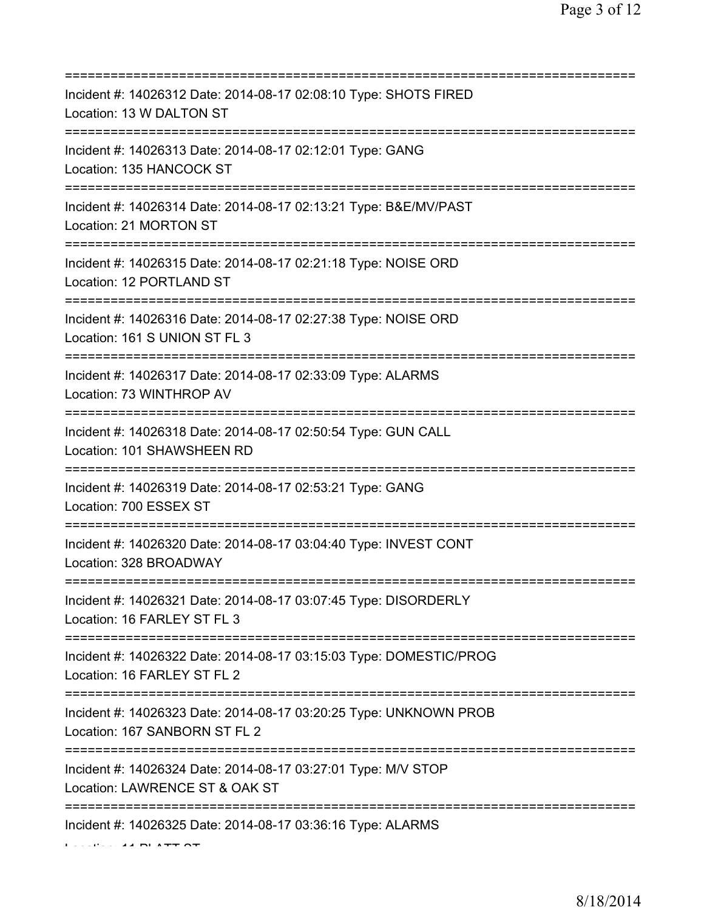===========================================================================
Incident #: 14026312 Date: 2014-08-17 02:08:10 Type: SHOTS FIRED
Location: 13 W DALTON ST
===========================================================================
Incident #: 14026313 Date: 2014-08-17 02:12:01 Type: GANG
Location: 135 HANCOCK ST
===========================================================================
Incident #: 14026314 Date: 2014-08-17 02:13:21 Type: B&E/MV/PAST
Location: 21 MORTON ST
===========================================================================
Incident #: 14026315 Date: 2014-08-17 02:21:18 Type: NOISE ORD
Location: 12 PORTLAND ST
===========================================================================
Incident #: 14026316 Date: 2014-08-17 02:27:38 Type: NOISE ORD
Location: 161 S UNION ST FL 3
===========================================================================
Incident #: 14026317 Date: 2014-08-17 02:33:09 Type: ALARMS
Location: 73 WINTHROP AV
===========================================================================
Incident #: 14026318 Date: 2014-08-17 02:50:54 Type: GUN CALL
Location: 101 SHAWSHEEN RD
===========================================================================
Incident #: 14026319 Date: 2014-08-17 02:53:21 Type: GANG
Location: 700 ESSEX ST
===========================================================================
Incident #: 14026320 Date: 2014-08-17 03:04:40 Type: INVEST CONT
Location: 328 BROADWAY
===========================================================================
Incident #: 14026321 Date: 2014-08-17 03:07:45 Type: DISORDERLY
Location: 16 FARLEY ST FL 3
===========================================================================
Incident #: 14026322 Date: 2014-08-17 03:15:03 Type: DOMESTIC/PROG
Location: 16 FARLEY ST FL 2
===========================================================================
Incident #: 14026323 Date: 2014-08-17 03:20:25 Type: UNKNOWN PROB
Location: 167 SANBORN ST FL 2
===========================================================================
Incident #: 14026324 Date: 2014-08-17 03:27:01 Type: M/V STOP
Location: LAWRENCE ST & OAK ST
===========================================================================
Incident #: 14026325 Date: 2014-08-17 03:36:16 Type: ALARMS
Location: 11 PLATT ST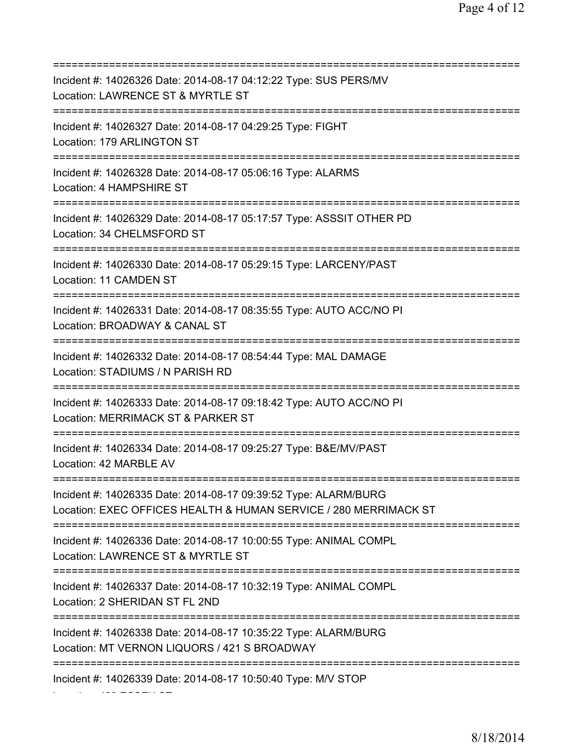===========================================================================

Incident #: 14026326 Date: 2014-08-17 04:12:22 Type: SUS PERS/MV
Location: LAWRENCE ST & MYRTLE ST

===========================================================================

Incident #: 14026327 Date: 2014-08-17 04:29:25 Type: FIGHT
Location: 179 ARLINGTON ST

===========================================================================

Incident #: 14026328 Date: 2014-08-17 05:06:16 Type: ALARMS
Location: 4 HAMPSHIRE ST

===========================================================================

Incident #: 14026329 Date: 2014-08-17 05:17:57 Type: ASSSIT OTHER PD
Location: 34 CHELMSFORD ST

===========================================================================

Incident #: 14026330 Date: 2014-08-17 05:29:15 Type: LARCENY/PAST
Location: 11 CAMDEN ST

===========================================================================

Incident #: 14026331 Date: 2014-08-17 08:35:55 Type: AUTO ACC/NO PI
Location: BROADWAY & CANAL ST

===========================================================================

Incident #: 14026332 Date: 2014-08-17 08:54:44 Type: MAL DAMAGE
Location: STADIUMS / N PARISH RD

===========================================================================

Incident #: 14026333 Date: 2014-08-17 09:18:42 Type: AUTO ACC/NO PI
Location: MERRIMACK ST & PARKER ST

===========================================================================

Incident #: 14026334 Date: 2014-08-17 09:25:27 Type: B&E/MV/PAST
Location: 42 MARBLE AV

===========================================================================

Incident #: 14026335 Date: 2014-08-17 09:39:52 Type: ALARM/BURG
Location: EXEC OFFICES HEALTH & HUMAN SERVICE / 280 MERRIMACK ST

===========================================================================

Incident #: 14026336 Date: 2014-08-17 10:00:55 Type: ANIMAL COMPL
Location: LAWRENCE ST & MYRTLE ST

===========================================================================

Incident #: 14026337 Date: 2014-08-17 10:32:19 Type: ANIMAL COMPL
Location: 2 SHERIDAN ST FL 2ND

===========================================================================

Incident #: 14026338 Date: 2014-08-17 10:35:22 Type: ALARM/BURG
Location: MT VERNON LIQUORS / 421 S BROADWAY

===========================================================================

Incident #: 14026339 Date: 2014-08-17 10:50:40 Type: M/V STOP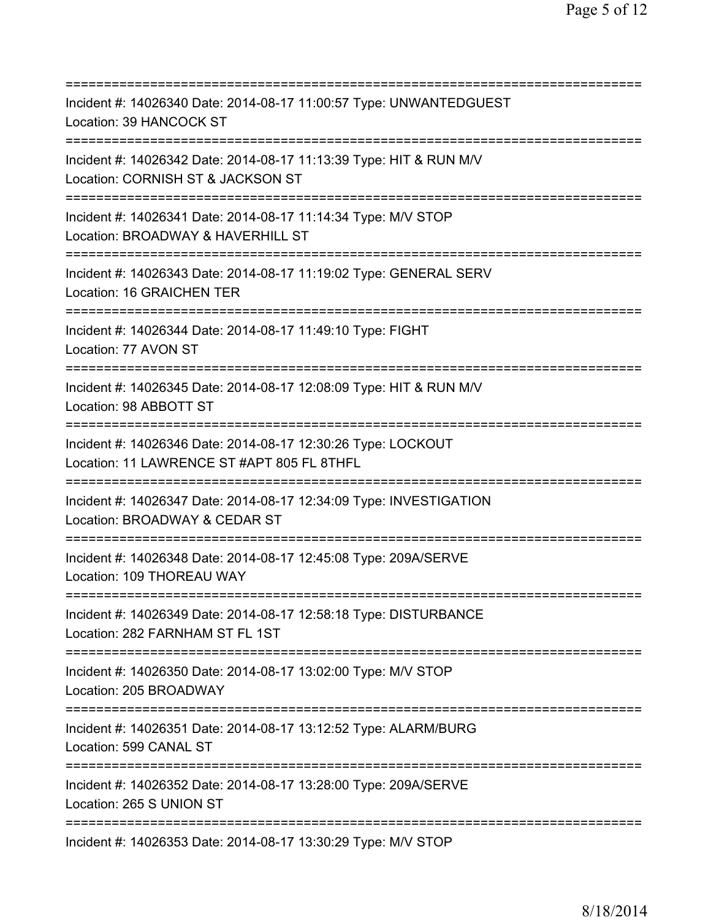===========================================================================
Incident #: 14026340 Date: 2014-08-17 11:00:57 Type: UNWANTEDGUEST
Location: 39 HANCOCK ST
===========================================================================
Incident #: 14026342 Date: 2014-08-17 11:13:39 Type: HIT & RUN M/V
Location: CORNISH ST & JACKSON ST
===========================================================================
Incident #: 14026341 Date: 2014-08-17 11:14:34 Type: M/V STOP
Location: BROADWAY & HAVERHILL ST
===========================================================================
Incident #: 14026343 Date: 2014-08-17 11:19:02 Type: GENERAL SERV
Location: 16 GRAICHEN TER
===========================================================================
Incident #: 14026344 Date: 2014-08-17 11:49:10 Type: FIGHT
Location: 77 AVON ST
===========================================================================
Incident #: 14026345 Date: 2014-08-17 12:08:09 Type: HIT & RUN M/V
Location: 98 ABBOTT ST
===========================================================================
Incident #: 14026346 Date: 2014-08-17 12:30:26 Type: LOCKOUT
Location: 11 LAWRENCE ST #APT 805 FL 8THFL
===========================================================================
Incident #: 14026347 Date: 2014-08-17 12:34:09 Type: INVESTIGATION
Location: BROADWAY & CEDAR ST
===========================================================================
Incident #: 14026348 Date: 2014-08-17 12:45:08 Type: 209A/SERVE
Location: 109 THOREAU WAY
===========================================================================
Incident #: 14026349 Date: 2014-08-17 12:58:18 Type: DISTURBANCE
Location: 282 FARNHAM ST FL 1ST
===========================================================================
Incident #: 14026350 Date: 2014-08-17 13:02:00 Type: M/V STOP
Location: 205 BROADWAY
===========================================================================
Incident #: 14026351 Date: 2014-08-17 13:12:52 Type: ALARM/BURG
Location: 599 CANAL ST
===========================================================================
Incident #: 14026352 Date: 2014-08-17 13:28:00 Type: 209A/SERVE
Location: 265 S UNION ST
===========================================================================
Incident #: 14026353 Date: 2014-08-17 13:30:29 Type: M/V STOP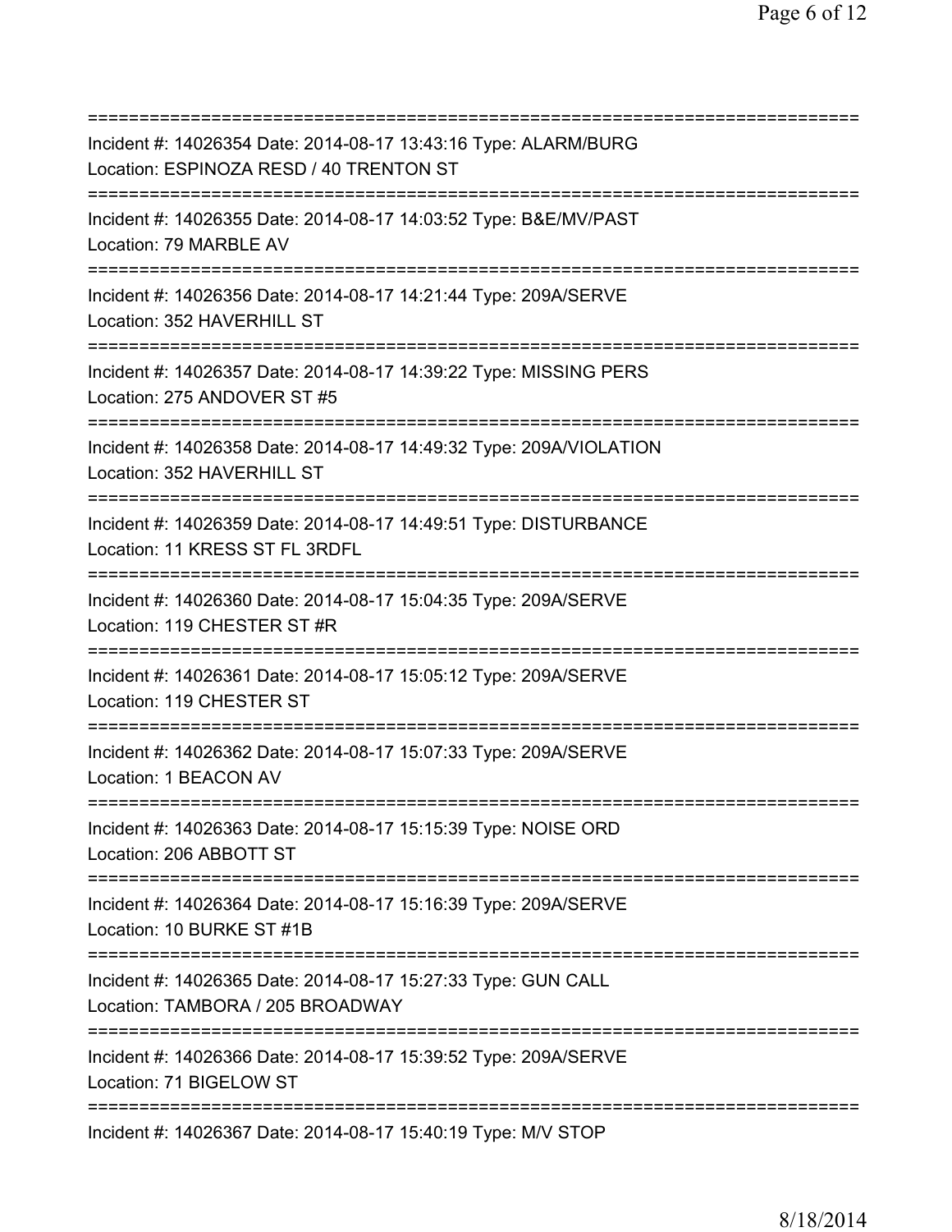===========================================================================
Incident #: 14026354 Date: 2014-08-17 13:43:16 Type: ALARM/BURG
Location: ESPINOZA RESD / 40 TRENTON ST
===========================================================================
Incident #: 14026355 Date: 2014-08-17 14:03:52 Type: B&E/MV/PAST
Location: 79 MARBLE AV
===========================================================================
Incident #: 14026356 Date: 2014-08-17 14:21:44 Type: 209A/SERVE
Location: 352 HAVERHILL ST
===========================================================================
Incident #: 14026357 Date: 2014-08-17 14:39:22 Type: MISSING PERS
Location: 275 ANDOVER ST #5
===========================================================================
Incident #: 14026358 Date: 2014-08-17 14:49:32 Type: 209A/VIOLATION
Location: 352 HAVERHILL ST
===========================================================================
Incident #: 14026359 Date: 2014-08-17 14:49:51 Type: DISTURBANCE
Location: 11 KRESS ST FL 3RDFL
===========================================================================
Incident #: 14026360 Date: 2014-08-17 15:04:35 Type: 209A/SERVE
Location: 119 CHESTER ST #R
===========================================================================
Incident #: 14026361 Date: 2014-08-17 15:05:12 Type: 209A/SERVE
Location: 119 CHESTER ST
===========================================================================
Incident #: 14026362 Date: 2014-08-17 15:07:33 Type: 209A/SERVE
Location: 1 BEACON AV
===========================================================================
Incident #: 14026363 Date: 2014-08-17 15:15:39 Type: NOISE ORD
Location: 206 ABBOTT ST
===========================================================================
Incident #: 14026364 Date: 2014-08-17 15:16:39 Type: 209A/SERVE
Location: 10 BURKE ST #1B
===========================================================================
Incident #: 14026365 Date: 2014-08-17 15:27:33 Type: GUN CALL
Location: TAMBORA / 205 BROADWAY
===========================================================================
Incident #: 14026366 Date: 2014-08-17 15:39:52 Type: 209A/SERVE
Location: 71 BIGELOW ST
===========================================================================
Incident #: 14026367 Date: 2014-08-17 15:40:19 Type: M/V STOP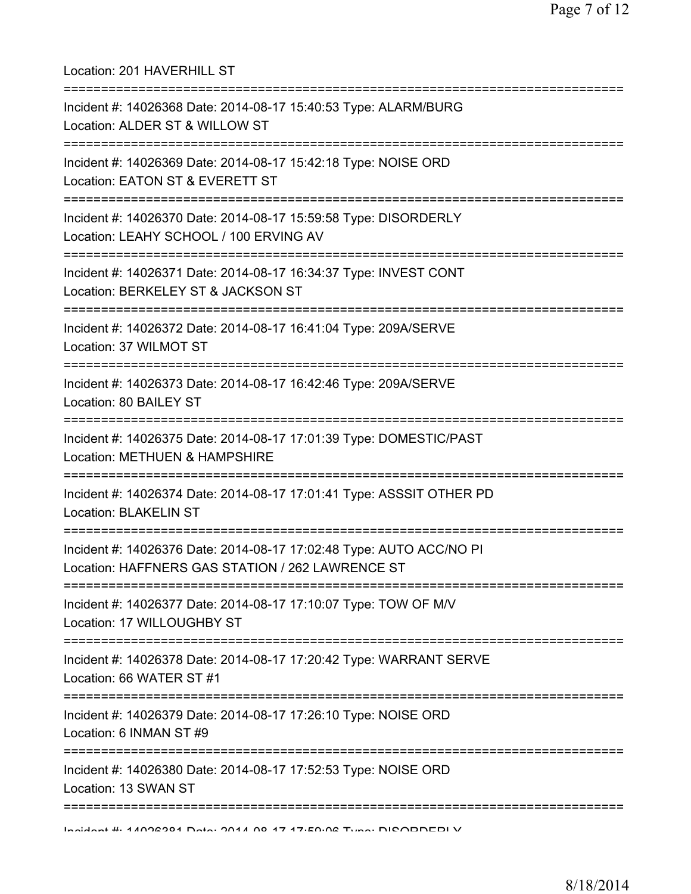Location: 201 HAVERHILL ST

===========================================================================

Incident #: 14026368 Date: 2014-08-17 15:40:53 Type: ALARM/BURG
Location: ALDER ST & WILLOW ST

===========================================================================

Incident #: 14026369 Date: 2014-08-17 15:42:18 Type: NOISE ORD
Location: EATON ST & EVERETT ST

===========================================================================

Incident #: 14026370 Date: 2014-08-17 15:59:58 Type: DISORDERLY
Location: LEAHY SCHOOL / 100 ERVING AV

===========================================================================

Incident #: 14026371 Date: 2014-08-17 16:34:37 Type: INVEST CONT
Location: BERKELEY ST & JACKSON ST

===========================================================================

Incident #: 14026372 Date: 2014-08-17 16:41:04 Type: 209A/SERVE
Location: 37 WILMOT ST

===========================================================================

Incident #: 14026373 Date: 2014-08-17 16:42:46 Type: 209A/SERVE
Location: 80 BAILEY ST

===========================================================================

Incident #: 14026375 Date: 2014-08-17 17:01:39 Type: DOMESTIC/PAST
Location: METHUEN & HAMPSHIRE

===========================================================================

Incident #: 14026374 Date: 2014-08-17 17:01:41 Type: ASSSIT OTHER PD
Location: BLAKELIN ST

===========================================================================

Incident #: 14026376 Date: 2014-08-17 17:02:48 Type: AUTO ACC/NO PI
Location: HAFFNERS GAS STATION / 262 LAWRENCE ST

===========================================================================

Incident #: 14026377 Date: 2014-08-17 17:10:07 Type: TOW OF M/V
Location: 17 WILLOUGHBY ST

===========================================================================

Incident #: 14026378 Date: 2014-08-17 17:20:42 Type: WARRANT SERVE
Location: 66 WATER ST #1

===========================================================================

Incident #: 14026379 Date: 2014-08-17 17:26:10 Type: NOISE ORD
Location: 6 INMAN ST #9

===========================================================================

Incident #: 14026380 Date: 2014-08-17 17:52:53 Type: NOISE ORD
Location: 13 SWAN ST

===========================================================================

Incident #: 14026381 Date: 2014-08-17 17:59:06 Type: DISORDERLY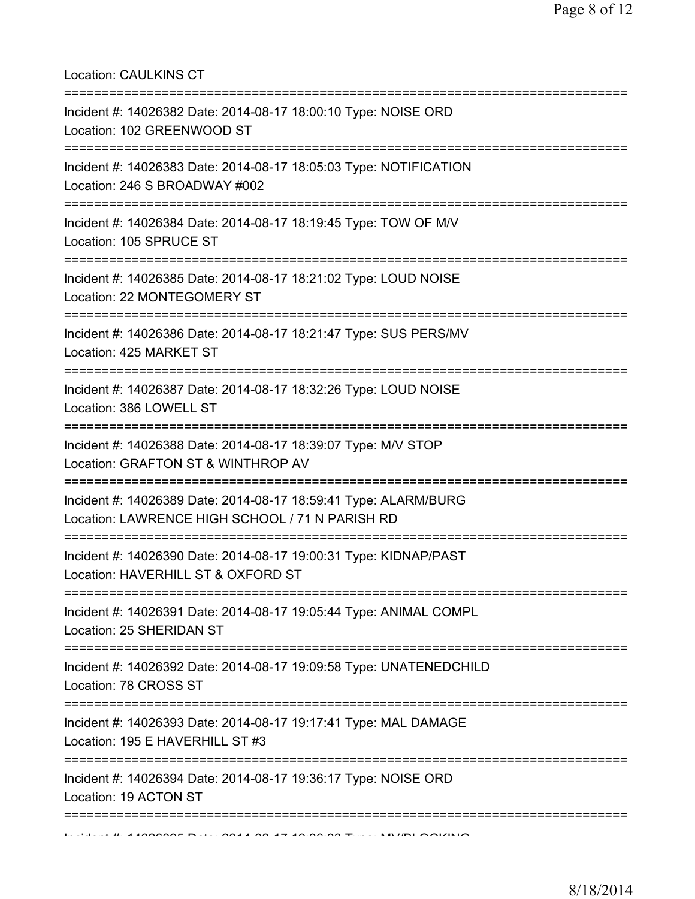Location: CAULKINS CT

===========================================================================

Incident #: 14026382 Date: 2014-08-17 18:00:10 Type: NOISE ORD
Location: 102 GREENWOOD ST

===========================================================================

Incident #: 14026383 Date: 2014-08-17 18:05:03 Type: NOTIFICATION
Location: 246 S BROADWAY #002

===========================================================================

Incident #: 14026384 Date: 2014-08-17 18:19:45 Type: TOW OF M/V
Location: 105 SPRUCE ST

===========================================================================

Incident #: 14026385 Date: 2014-08-17 18:21:02 Type: LOUD NOISE
Location: 22 MONTEGOMERY ST

===========================================================================

Incident #: 14026386 Date: 2014-08-17 18:21:47 Type: SUS PERS/MV
Location: 425 MARKET ST

===========================================================================

Incident #: 14026387 Date: 2014-08-17 18:32:26 Type: LOUD NOISE
Location: 386 LOWELL ST

===========================================================================

Incident #: 14026388 Date: 2014-08-17 18:39:07 Type: M/V STOP
Location: GRAFTON ST & WINTHROP AV

===========================================================================

Incident #: 14026389 Date: 2014-08-17 18:59:41 Type: ALARM/BURG
Location: LAWRENCE HIGH SCHOOL / 71 N PARISH RD

===========================================================================

Incident #: 14026390 Date: 2014-08-17 19:00:31 Type: KIDNAP/PAST
Location: HAVERHILL ST & OXFORD ST

===========================================================================

Incident #: 14026391 Date: 2014-08-17 19:05:44 Type: ANIMAL COMPL
Location: 25 SHERIDAN ST

===========================================================================

Incident #: 14026392 Date: 2014-08-17 19:09:58 Type: UNATENEDCHILD
Location: 78 CROSS ST

===========================================================================

Incident #: 14026393 Date: 2014-08-17 19:17:41 Type: MAL DAMAGE
Location: 195 E HAVERHILL ST #3

===========================================================================

Incident #: 14026394 Date: 2014-08-17 19:36:17 Type: NOISE ORD
Location: 19 ACTON ST

===========================================================================

Incident #: 14026395 Date: 2014-08-17 19:36:33 Type: MV/BLOCKING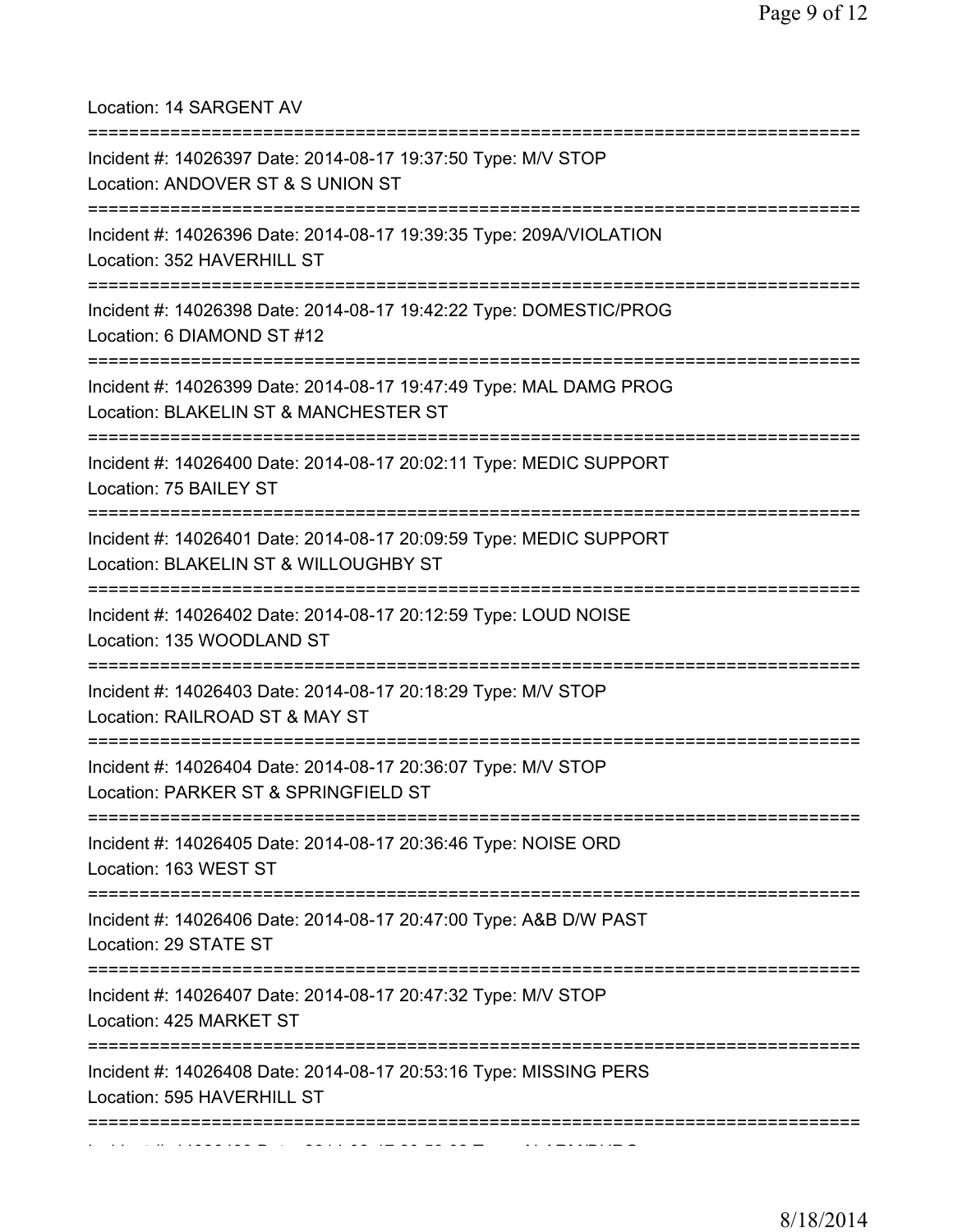Location: 14 SARGENT AV

===========================================================================

Incident #: 14026397 Date: 2014-08-17 19:37:50 Type: M/V STOP
Location: ANDOVER ST & S UNION ST

===========================================================================

Incident #: 14026396 Date: 2014-08-17 19:39:35 Type: 209A/VIOLATION
Location: 352 HAVERHILL ST

===========================================================================

Incident #: 14026398 Date: 2014-08-17 19:42:22 Type: DOMESTIC/PROG
Location: 6 DIAMOND ST #12

===========================================================================

Incident #: 14026399 Date: 2014-08-17 19:47:49 Type: MAL DAMG PROG
Location: BLAKELIN ST & MANCHESTER ST

===========================================================================

Incident #: 14026400 Date: 2014-08-17 20:02:11 Type: MEDIC SUPPORT
Location: 75 BAILEY ST

===========================================================================

Incident #: 14026401 Date: 2014-08-17 20:09:59 Type: MEDIC SUPPORT
Location: BLAKELIN ST & WILLOUGHBY ST

===========================================================================

Incident #: 14026402 Date: 2014-08-17 20:12:59 Type: LOUD NOISE
Location: 135 WOODLAND ST

===========================================================================

Incident #: 14026403 Date: 2014-08-17 20:18:29 Type: M/V STOP
Location: RAILROAD ST & MAY ST

===========================================================================

Incident #: 14026404 Date: 2014-08-17 20:36:07 Type: M/V STOP
Location: PARKER ST & SPRINGFIELD ST

===========================================================================

Incident #: 14026405 Date: 2014-08-17 20:36:46 Type: NOISE ORD
Location: 163 WEST ST

===========================================================================

Incident #: 14026406 Date: 2014-08-17 20:47:00 Type: A&B D/W PAST
Location: 29 STATE ST

===========================================================================

Incident #: 14026407 Date: 2014-08-17 20:47:32 Type: M/V STOP
Location: 425 MARKET ST

===========================================================================

Incident #: 14026408 Date: 2014-08-17 20:53:16 Type: MISSING PERS
Location: 595 HAVERHILL ST

===========================================================================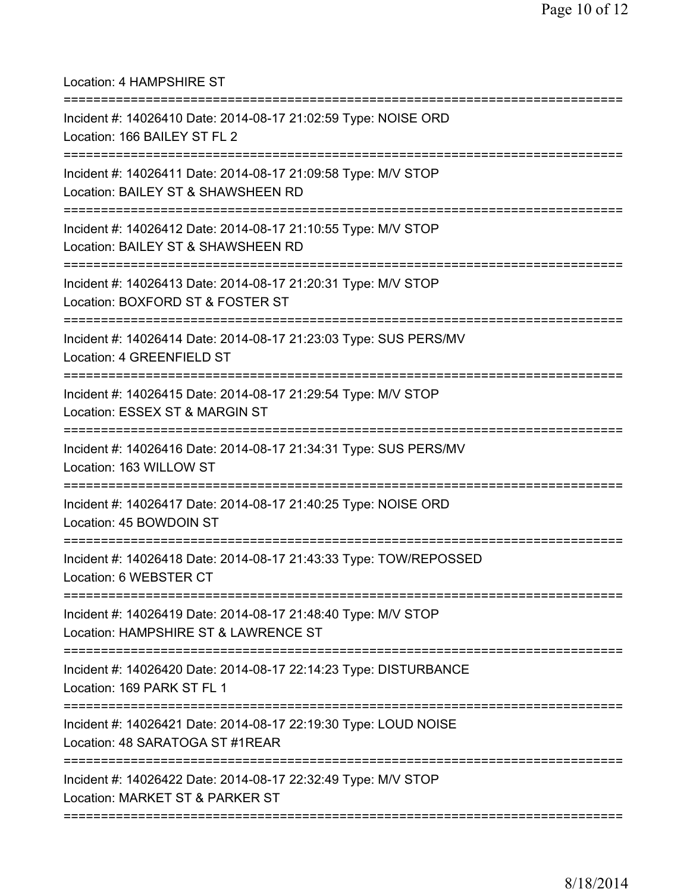Location: 4 HAMPSHIRE ST

===========================================================================

Incident #: 14026410 Date: 2014-08-17 21:02:59 Type: NOISE ORD
Location: 166 BAILEY ST FL 2

===========================================================================

Incident #: 14026411 Date: 2014-08-17 21:09:58 Type: M/V STOP
Location: BAILEY ST & SHAWSHEEN RD

===========================================================================

Incident #: 14026412 Date: 2014-08-17 21:10:55 Type: M/V STOP
Location: BAILEY ST & SHAWSHEEN RD

===========================================================================

Incident #: 14026413 Date: 2014-08-17 21:20:31 Type: M/V STOP
Location: BOXFORD ST & FOSTER ST

===========================================================================

Incident #: 14026414 Date: 2014-08-17 21:23:03 Type: SUS PERS/MV
Location: 4 GREENFIELD ST

===========================================================================

Incident #: 14026415 Date: 2014-08-17 21:29:54 Type: M/V STOP
Location: ESSEX ST & MARGIN ST

===========================================================================

Incident #: 14026416 Date: 2014-08-17 21:34:31 Type: SUS PERS/MV
Location: 163 WILLOW ST

===========================================================================

Incident #: 14026417 Date: 2014-08-17 21:40:25 Type: NOISE ORD
Location: 45 BOWDOIN ST

===========================================================================

Incident #: 14026418 Date: 2014-08-17 21:43:33 Type: TOW/REPOSSED
Location: 6 WEBSTER CT

===========================================================================

Incident #: 14026419 Date: 2014-08-17 21:48:40 Type: M/V STOP
Location: HAMPSHIRE ST & LAWRENCE ST

===========================================================================

Incident #: 14026420 Date: 2014-08-17 22:14:23 Type: DISTURBANCE
Location: 169 PARK ST FL 1

===========================================================================

Incident #: 14026421 Date: 2014-08-17 22:19:30 Type: LOUD NOISE
Location: 48 SARATOGA ST #1REAR

===========================================================================

Incident #: 14026422 Date: 2014-08-17 22:32:49 Type: M/V STOP
Location: MARKET ST & PARKER ST

===========================================================================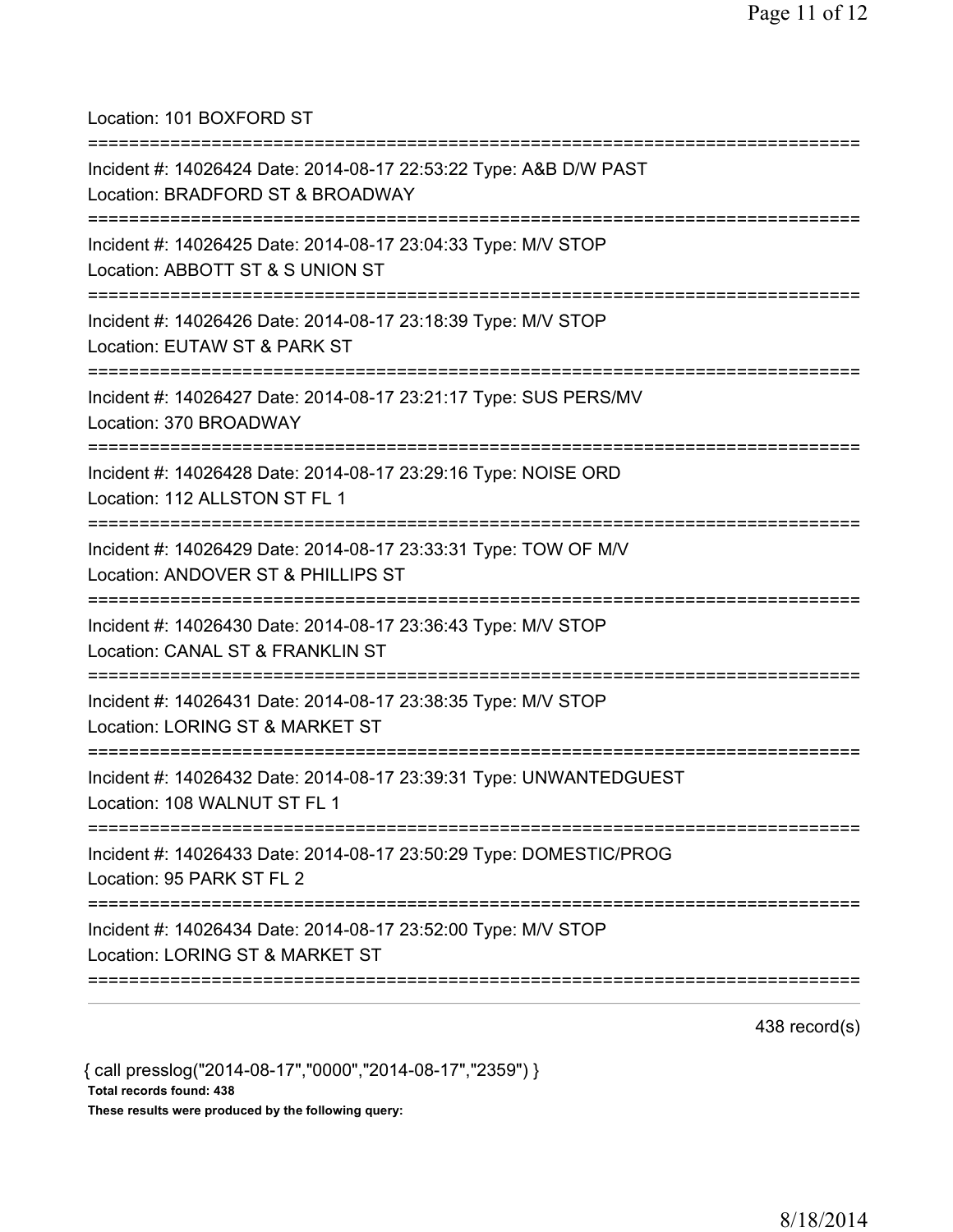Location: 101 BOXFORD ST

===========================================================================

Incident #: 14026424 Date: 2014-08-17 22:53:22 Type: A&B D/W PAST
Location: BRADFORD ST & BROADWAY

===========================================================================

Incident #: 14026425 Date: 2014-08-17 23:04:33 Type: M/V STOP
Location: ABBOTT ST & S UNION ST

===========================================================================

Incident #: 14026426 Date: 2014-08-17 23:18:39 Type: M/V STOP
Location: EUTAW ST & PARK ST

===========================================================================

Incident #: 14026427 Date: 2014-08-17 23:21:17 Type: SUS PERS/MV
Location: 370 BROADWAY

===========================================================================

Incident #: 14026428 Date: 2014-08-17 23:29:16 Type: NOISE ORD
Location: 112 ALLSTON ST FL 1

===========================================================================

Incident #: 14026429 Date: 2014-08-17 23:33:31 Type: TOW OF M/V
Location: ANDOVER ST & PHILLIPS ST

===========================================================================

Incident #: 14026430 Date: 2014-08-17 23:36:43 Type: M/V STOP
Location: CANAL ST & FRANKLIN ST

===========================================================================

Incident #: 14026431 Date: 2014-08-17 23:38:35 Type: M/V STOP
Location: LORING ST & MARKET ST

===========================================================================

Incident #: 14026432 Date: 2014-08-17 23:39:31 Type: UNWANTEDGUEST
Location: 108 WALNUT ST FL 1

===========================================================================

Incident #: 14026433 Date: 2014-08-17 23:50:29 Type: DOMESTIC/PROG
Location: 95 PARK ST FL 2

===========================================================================

Incident #: 14026434 Date: 2014-08-17 23:52:00 Type: M/V STOP
Location: LORING ST & MARKET ST

===========================================================================

438 record(s)

{ call presslog("2014-08-17","0000","2014-08-17","2359") }

**Total records found: 438**

**These results were produced by the following query:**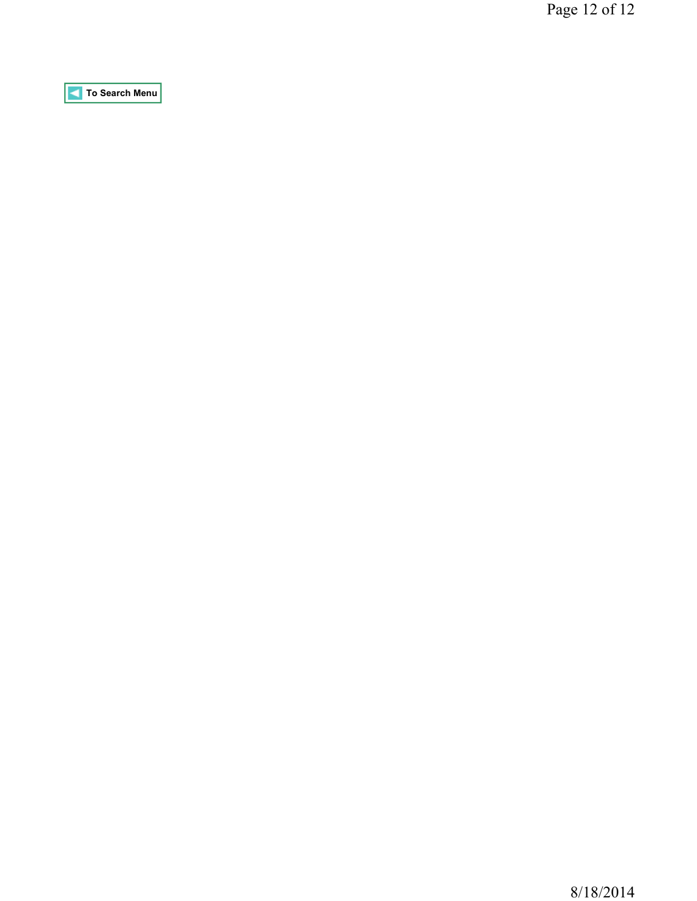To Search Menu